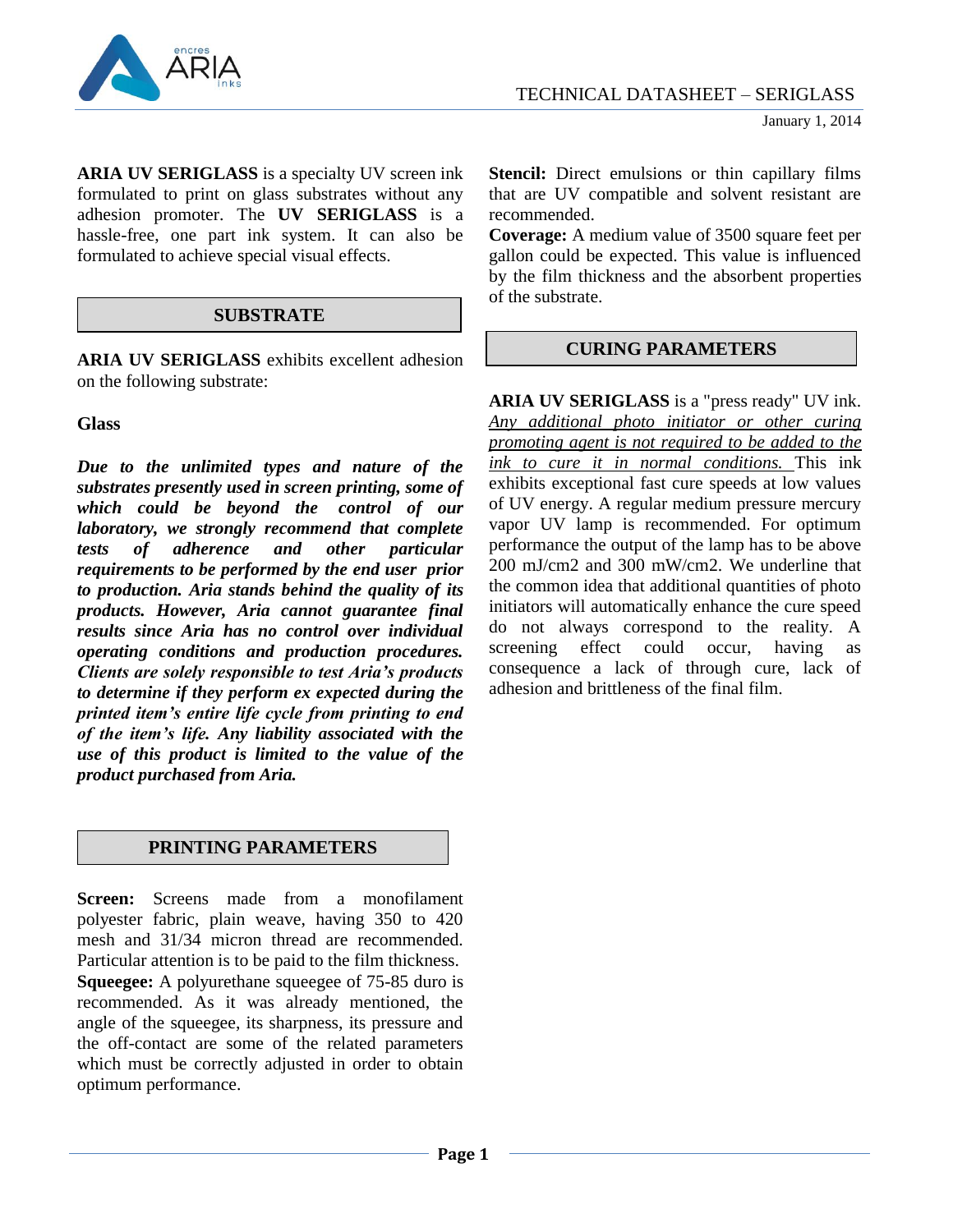# TECHNICAL DATASHEET – SERIGLASS

January 1, 2014

**ARIA UV SERIGLASS** is a specialty UV screen ink formulated to print on glass substrates without any adhesion promoter. The **UV SERIGLASS** is a hassle-free, one part ink system. It can also be formulated to achieve special visual effects.

## SUBSTRATE

**ARIA UV SERIGLASS** exhibits excellent adhesion on the following substrate:

**Glass**

***Due to the unlimited types and nature of the substrates presently used in screen printing, some of which could be beyond the control of our laboratory, we strongly recommend that complete tests of adherence and other particular requirements to be performed by the end user prior to production. Aria stands behind the quality of its products. However, Aria cannot guarantee final results since Aria has no control over individual operating conditions and production procedures. Clients are solely responsible to test Aria's products to determine if they perform ex expected during the printed item's entire life cycle from printing to end of the item's life. Any liability associated with the use of this product is limited to the value of the product purchased from Aria.***

## PRINTING PARAMETERS

**Screen:** Screens made from a monofilament polyester fabric, plain weave, having 350 to 420 mesh and 31/34 micron thread are recommended. Particular attention is to be paid to the film thickness.

**Squeegee:** A polyurethane squeegee of 75-85 duro is recommended. As it was already mentioned, the angle of the squeegee, its sharpness, its pressure and the off-contact are some of the related parameters which must be correctly adjusted in order to obtain optimum performance.

**Stencil:** Direct emulsions or thin capillary films that are UV compatible and solvent resistant are recommended.

**Coverage:** A medium value of 3500 square feet per gallon could be expected. This value is influenced by the film thickness and the absorbent properties of the substrate.

## CURING PARAMETERS

**ARIA UV SERIGLASS** is a "press ready" UV ink. *Any additional photo initiator or other curing promoting agent is not required to be added to the ink to cure it in normal conditions.* This ink exhibits exceptional fast cure speeds at low values of UV energy. A regular medium pressure mercury vapor UV lamp is recommended. For optimum performance the output of the lamp has to be above 200 mJ/cm2 and 300 mW/cm2. We underline that the common idea that additional quantities of photo initiators will automatically enhance the cure speed do not always correspond to the reality. A screening effect could occur, having as consequence a lack of through cure, lack of adhesion and brittleness of the final film.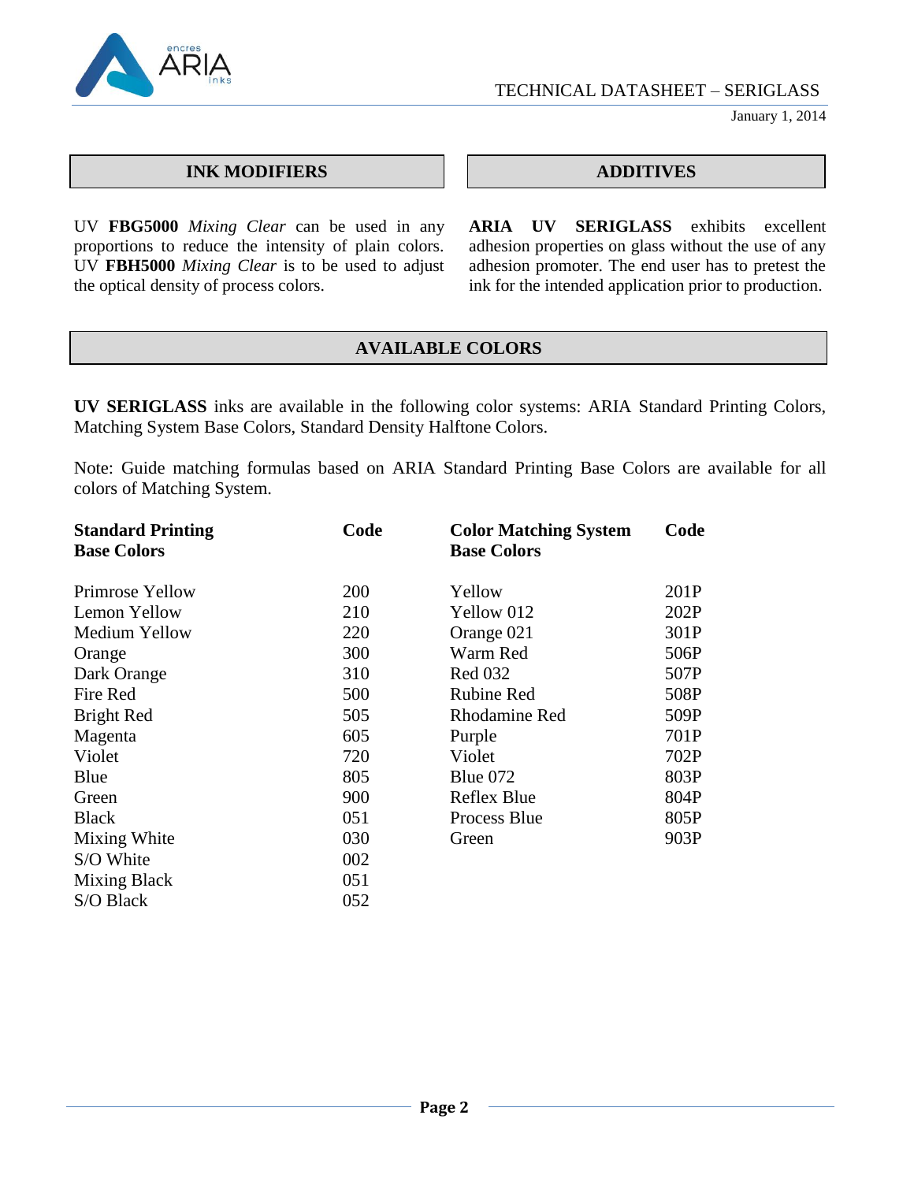## INK MODIFIERS

UV **FBG5000** *Mixing Clear* can be used in any proportions to reduce the intensity of plain colors. UV **FBH5000** *Mixing Clear* is to be used to adjust the optical density of process colors.

## ADDITIVES

**ARIA UV SERIGLASS** exhibits excellent adhesion properties on glass without the use of any adhesion promoter. The end user has to pretest the ink for the intended application prior to production.

## AVAILABLE COLORS

**UV SERIGLASS** inks are available in the following color systems: ARIA Standard Printing Colors, Matching System Base Colors, Standard Density Halftone Colors.

Note: Guide matching formulas based on ARIA Standard Printing Base Colors are available for all colors of Matching System.

| **Standard Printing Base Colors** | **Code** | **Color Matching System Base Colors** | **Code** |
|---|---|---|---|
| Primrose Yellow | 200 | Yellow | 201P |
| Lemon Yellow | 210 | Yellow 012 | 202P |
| Medium Yellow | 220 | Orange 021 | 301P |
| Orange | 300 | Warm Red | 506P |
| Dark Orange | 310 | Red 032 | 507P |
| Fire Red | 500 | Rubine Red | 508P |
| Bright Red | 505 | Rhodamine Red | 509P |
| Magenta | 605 | Purple | 701P |
| Violet | 720 | Violet | 702P |
| Blue | 805 | Blue 072 | 803P |
| Green | 900 | Reflex Blue | 804P |
| Black | 051 | Process Blue | 805P |
| Mixing White | 030 | Green | 903P |
| S/O White | 002 | | |
| Mixing Black | 051 | | |
| S/O Black | 052 | | |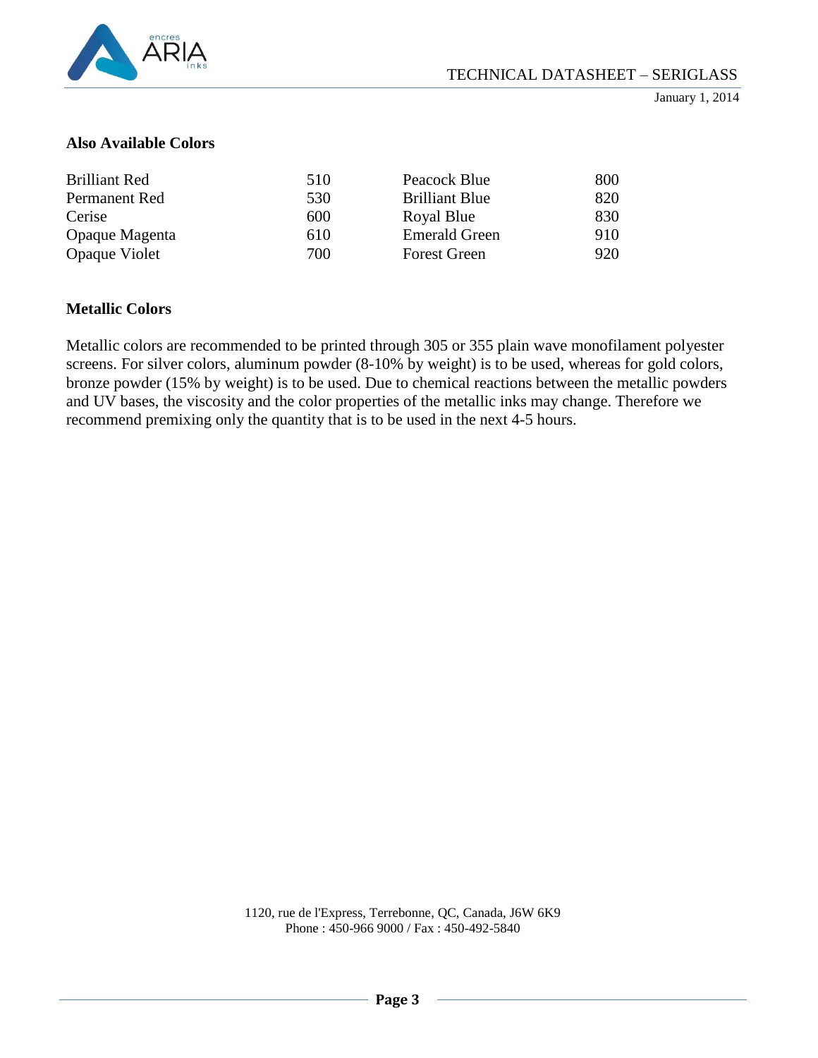## Also Available Colors

| | | | |
|---|---|---|---|
| Brilliant Red | 510 | Peacock Blue | 800 |
| Permanent Red | 530 | Brilliant Blue | 820 |
| Cerise | 600 | Royal Blue | 830 |
| Opaque Magenta | 610 | Emerald Green | 910 |
| Opaque Violet | 700 | Forest Green | 920 |

## Metallic Colors

Metallic colors are recommended to be printed through 305 or 355 plain wave monofilament polyester screens. For silver colors, aluminum powder (8-10% by weight) is to be used, whereas for gold colors, bronze powder (15% by weight) is to be used. Due to chemical reactions between the metallic powders and UV bases, the viscosity and the color properties of the metallic inks may change. Therefore we recommend premixing only the quantity that is to be used in the next 4-5 hours.

1120, rue de l'Express, Terrebonne, QC, Canada, J6W 6K9
Phone : 450-966 9000 / Fax : 450-492-5840